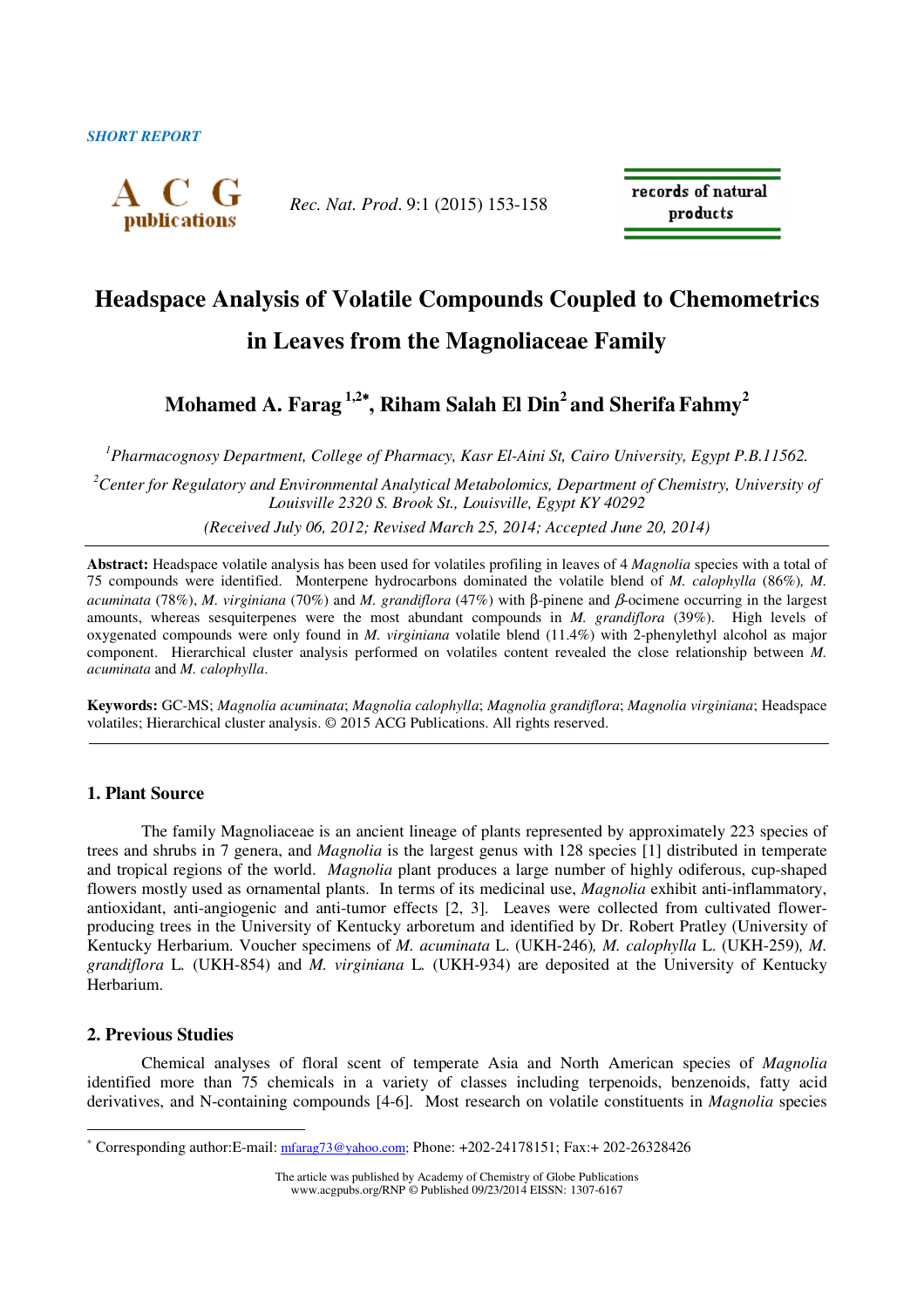SHORT REPORT

# Headspace Analysis of Volatile Compounds Coupled to Chemometrics in Leaves from the Magnoliaceae Family

**Mohamed A. Farag [1,2*], Riham Salah El Din[2] and Sherifa Fahmy[2]**

[1] *Pharmacognosy Department, College of Pharmacy, Kasr El-Aini St, Cairo University, Egypt P.B.11562.*

[2] *Center for Regulatory and Environmental Analytical Metabolomics, Department of Chemistry, University of Louisville 2320 S. Brook St., Louisville, Egypt KY 40292*

*(Received July 06, 2012; Revised March 25, 2014; Accepted June 20, 2014)*

**Abstract:** Headspace volatile analysis has been used for volatiles profiling in leaves of 4 *Magnolia* species with a total of 75 compounds were identified. Monterpene hydrocarbons dominated the volatile blend of *M. calophylla* (86%), *M. acuminata* (78%), *M. virginiana* (70%) and *M. grandiflora* (47%) with β-pinene and β-ocimene occurring in the largest amounts, whereas sesquiterpenes were the most abundant compounds in *M. grandiflora* (39%). High levels of oxygenated compounds were only found in *M. virginiana* volatile blend (11.4%) with 2-phenylethyl alcohol as major component. Hierarchical cluster analysis performed on volatiles content revealed the close relationship between *M. acuminata* and *M. calophylla*.

**Keywords:** GC-MS; *Magnolia acuminata*; *Magnolia calophylla*; *Magnolia grandiflora*; *Magnolia virginiana*; Headspace volatiles; Hierarchical cluster analysis. © 2015 ACG Publications. All rights reserved.

## 1. Plant Source

The family Magnoliaceae is an ancient lineage of plants represented by approximately 223 species of trees and shrubs in 7 genera, and *Magnolia* is the largest genus with 128 species [1] distributed in temperate and tropical regions of the world. *Magnolia* plant produces a large number of highly odiferous, cup-shaped flowers mostly used as ornamental plants. In terms of its medicinal use, *Magnolia* exhibit anti-inflammatory, antioxidant, anti-angiogenic and anti-tumor effects [2, 3]. Leaves were collected from cultivated flower-producing trees in the University of Kentucky arboretum and identified by Dr. Robert Pratley (University of Kentucky Herbarium. Voucher specimens of *M. acuminata* L. (UKH-246)*, M. calophylla* L. (UKH-259)*, M. grandiflora* L. (UKH-854) and *M. virginiana* L. (UKH-934) are deposited at the University of Kentucky Herbarium.

## 2. Previous Studies

Chemical analyses of floral scent of temperate Asia and North American species of *Magnolia* identified more than 75 chemicals in a variety of classes including terpenoids, benzenoids, fatty acid derivatives, and N-containing compounds [4-6]. Most research on volatile constituents in *Magnolia* species

* Corresponding author:E-mail: mfarag73@yahoo.com; Phone: +202-24178151; Fax:+ 202-26328426

The article was published by Academy of Chemistry of Globe Publications
www.acgpubs.org/RNP © Published 09/23/2014 EISSN: 1307-6167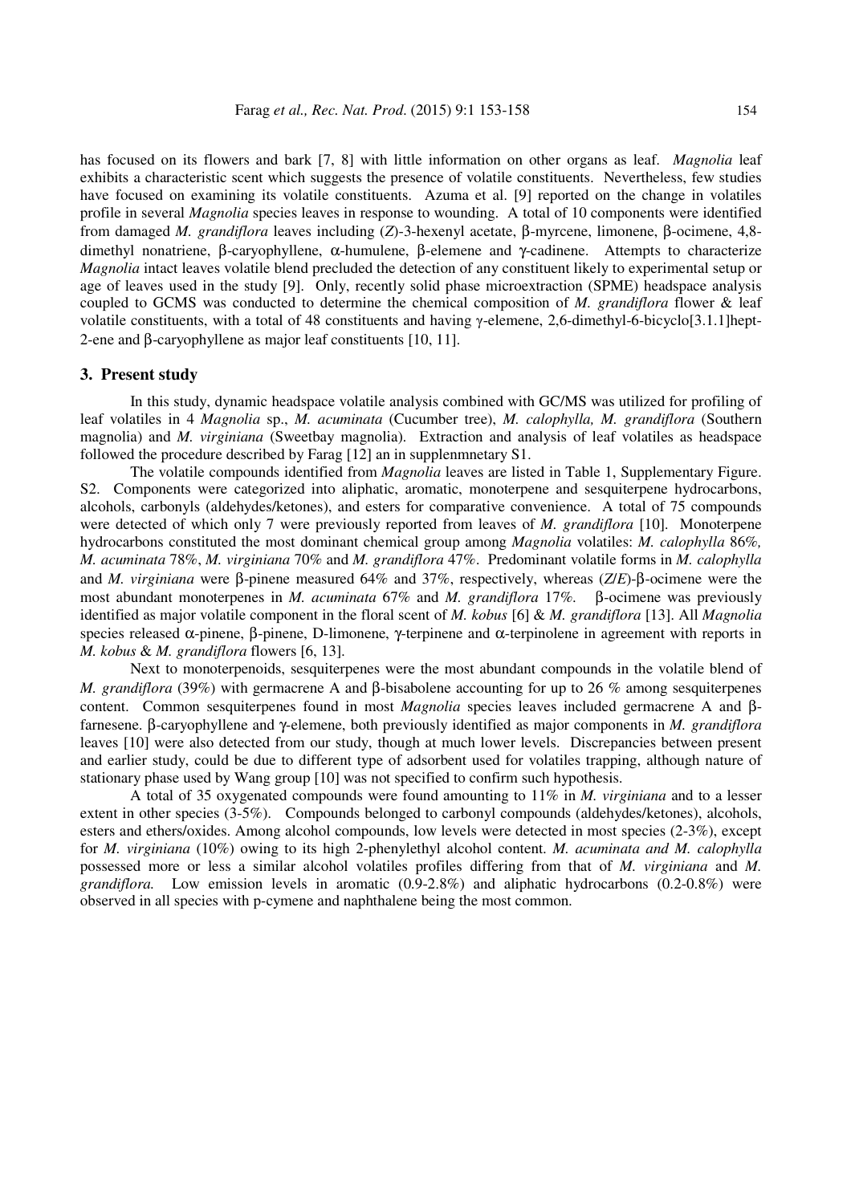has focused on its flowers and bark [7, 8] with little information on other organs as leaf. *Magnolia* leaf exhibits a characteristic scent which suggests the presence of volatile constituents. Nevertheless, few studies have focused on examining its volatile constituents. Azuma et al. [9] reported on the change in volatiles profile in several *Magnolia* species leaves in response to wounding. A total of 10 components were identified from damaged *M. grandiflora* leaves including (*Z*)-3-hexenyl acetate, β-myrcene, limonene, β-ocimene, 4,8-dimethyl nonatriene, β-caryophyllene, α-humulene, β-elemene and γ-cadinene. Attempts to characterize *Magnolia* intact leaves volatile blend precluded the detection of any constituent likely to experimental setup or age of leaves used in the study [9]. Only, recently solid phase microextraction (SPME) headspace analysis coupled to GCMS was conducted to determine the chemical composition of *M. grandiflora* flower & leaf volatile constituents, with a total of 48 constituents and having γ-elemene, 2,6-dimethyl-6-bicyclo[3.1.1]hept-2-ene and β-caryophyllene as major leaf constituents [10, 11].

## 3. Present study

In this study, dynamic headspace volatile analysis combined with GC/MS was utilized for profiling of leaf volatiles in 4 *Magnolia* sp., *M. acuminata* (Cucumber tree), *M. calophylla, M. grandiflora* (Southern magnolia) and *M. virginiana* (Sweetbay magnolia). Extraction and analysis of leaf volatiles as headspace followed the procedure described by Farag [12] an in supplenmnetary S1.

The volatile compounds identified from *Magnolia* leaves are listed in Table 1, Supplementary Figure. S2. Components were categorized into aliphatic, aromatic, monoterpene and sesquiterpene hydrocarbons, alcohols, carbonyls (aldehydes/ketones), and esters for comparative convenience. A total of 75 compounds were detected of which only 7 were previously reported from leaves of *M. grandiflora* [10]. Monoterpene hydrocarbons constituted the most dominant chemical group among *Magnolia* volatiles: *M. calophylla* 86%, *M. acuminata* 78%, *M. virginiana* 70% and *M. grandiflora* 47%. Predominant volatile forms in *M. calophylla* and *M. virginiana* were β-pinene measured 64% and 37%, respectively, whereas (*Z*/*E*)-β-ocimene were the most abundant monoterpenes in *M. acuminata* 67% and *M. grandiflora* 17%. β-ocimene was previously identified as major volatile component in the floral scent of *M. kobus* [6] & *M. grandiflora* [13]. All *Magnolia* species released α-pinene, β-pinene, D-limonene, γ-terpinene and α-terpinolene in agreement with reports in *M. kobus* & *M. grandiflora* flowers [6, 13].

Next to monoterpenoids, sesquiterpenes were the most abundant compounds in the volatile blend of *M. grandiflora* (39%) with germacrene A and β-bisabolene accounting for up to 26 % among sesquiterpenes content. Common sesquiterpenes found in most *Magnolia* species leaves included germacrene A and β-farnesene. β-caryophyllene and γ-elemene, both previously identified as major components in *M. grandiflora* leaves [10] were also detected from our study, though at much lower levels. Discrepancies between present and earlier study, could be due to different type of adsorbent used for volatiles trapping, although nature of stationary phase used by Wang group [10] was not specified to confirm such hypothesis.

A total of 35 oxygenated compounds were found amounting to 11% in *M. virginiana* and to a lesser extent in other species (3-5%). Compounds belonged to carbonyl compounds (aldehydes/ketones), alcohols, esters and ethers/oxides. Among alcohol compounds, low levels were detected in most species (2-3%), except for *M. virginiana* (10%) owing to its high 2-phenylethyl alcohol content. *M. acuminata and M. calophylla* possessed more or less a similar alcohol volatiles profiles differing from that of *M. virginiana* and *M. grandiflora.* Low emission levels in aromatic (0.9-2.8%) and aliphatic hydrocarbons (0.2-0.8%) were observed in all species with p-cymene and naphthalene being the most common.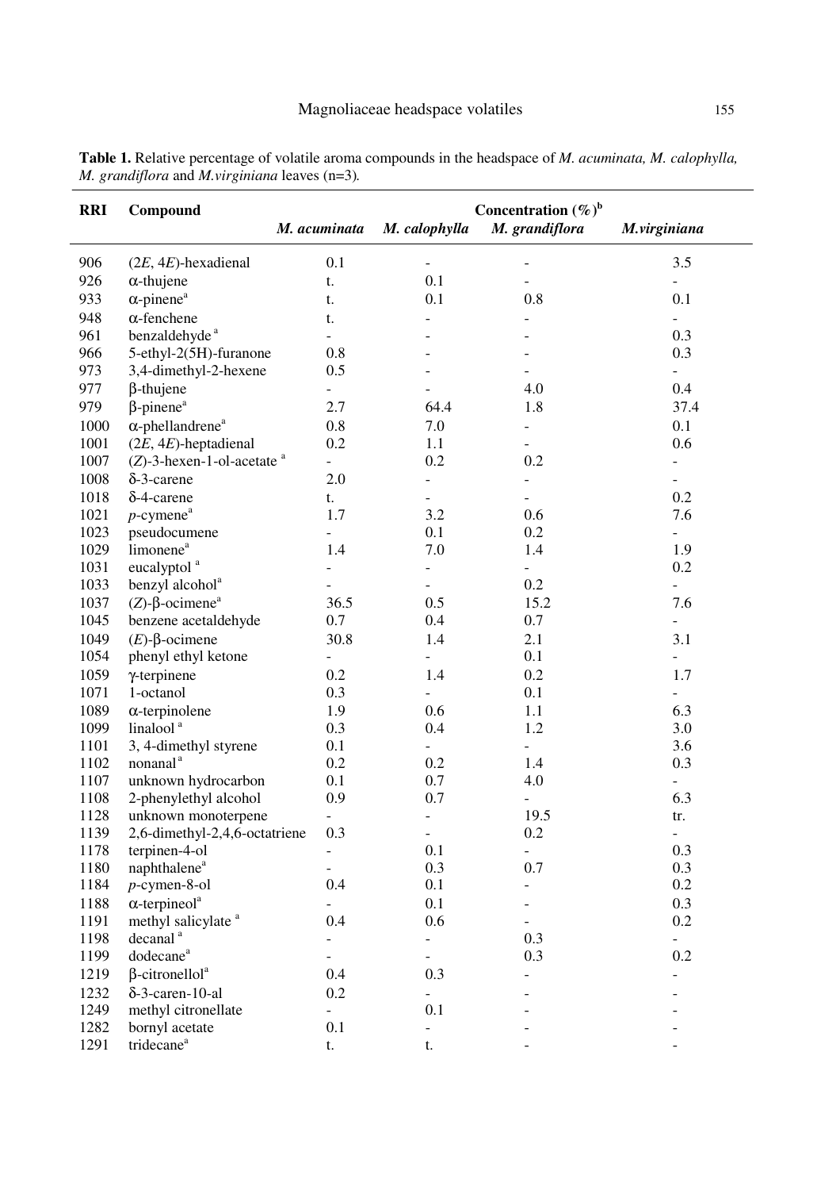**Table 1.** Relative percentage of volatile aroma compounds in the headspace of *M. acuminata, M. calophylla, M. grandiflora* and *M.virginiana* leaves (n=3).

| RRI | Compound | Concentration (%)[b] | | | |
|---|---|---|---|---|---|
| | | *M. acuminata* | *M. calophylla* | *M. grandiflora* | *M.virginiana* |
| 906 | (2*E*, 4*E*)-hexadienal | 0.1 | - | - | 3.5 |
| 926 | α-thujene | t. | 0.1 | - | - |
| 933 | α-pinene[a] | t. | 0.1 | 0.8 | 0.1 |
| 948 | α-fenchene | t. | - | - | - |
| 961 | benzaldehyde[a] | - | - | - | 0.3 |
| 966 | 5-ethyl-2(5H)-furanone | 0.8 | - | - | 0.3 |
| 973 | 3,4-dimethyl-2-hexene | 0.5 | - | - | - |
| 977 | β-thujene | - | - | 4.0 | 0.4 |
| 979 | β-pinene[a] | 2.7 | 64.4 | 1.8 | 37.4 |
| 1000 | α-phellandrene[a] | 0.8 | 7.0 | - | 0.1 |
| 1001 | (2*E*, 4*E*)-heptadienal | 0.2 | 1.1 | - | 0.6 |
| 1007 | (*Z*)-3-hexen-1-ol-acetate[a] | - | 0.2 | 0.2 | - |
| 1008 | δ-3-carene | 2.0 | - | - | - |
| 1018 | δ-4-carene | t. | - | - | 0.2 |
| 1021 | *p*-cymene[a] | 1.7 | 3.2 | 0.6 | 7.6 |
| 1023 | pseudocumene | - | 0.1 | 0.2 | - |
| 1029 | limonene[a] | 1.4 | 7.0 | 1.4 | 1.9 |
| 1031 | eucalyptol[a] | - | - | - | 0.2 |
| 1033 | benzyl alcohol[a] | - | - | 0.2 | - |
| 1037 | (*Z*)-β-ocimene[a] | 36.5 | 0.5 | 15.2 | 7.6 |
| 1045 | benzene acetaldehyde | 0.7 | 0.4 | 0.7 | - |
| 1049 | (*E*)-β-ocimene | 30.8 | 1.4 | 2.1 | 3.1 |
| 1054 | phenyl ethyl ketone | - | - | 0.1 | - |
| 1059 | γ-terpinene | 0.2 | 1.4 | 0.2 | 1.7 |
| 1071 | 1-octanol | 0.3 | - | 0.1 | - |
| 1089 | α-terpinolene | 1.9 | 0.6 | 1.1 | 6.3 |
| 1099 | linalool[a] | 0.3 | 0.4 | 1.2 | 3.0 |
| 1101 | 3, 4-dimethyl styrene | 0.1 | - | - | 3.6 |
| 1102 | nonanal[a] | 0.2 | 0.2 | 1.4 | 0.3 |
| 1107 | unknown hydrocarbon | 0.1 | 0.7 | 4.0 | - |
| 1108 | 2-phenylethyl alcohol | 0.9 | 0.7 | - | 6.3 |
| 1128 | unknown monoterpene | - | - | 19.5 | tr. |
| 1139 | 2,6-dimethyl-2,4,6-octatriene | 0.3 | - | 0.2 | - |
| 1178 | terpinen-4-ol | - | 0.1 | - | 0.3 |
| 1180 | naphthalene[a] | - | 0.3 | 0.7 | 0.3 |
| 1184 | *p*-cymen-8-ol | 0.4 | 0.1 | - | 0.2 |
| 1188 | α-terpineol[a] | - | 0.1 | - | 0.3 |
| 1191 | methyl salicylate[a] | 0.4 | 0.6 | - | 0.2 |
| 1198 | decanal[a] | - | - | 0.3 | - |
| 1199 | dodecane[a] | - | - | 0.3 | 0.2 |
| 1219 | β-citronellol[a] | 0.4 | 0.3 | - | - |
| 1232 | δ-3-caren-10-al | 0.2 | - | - | - |
| 1249 | methyl citronellate | - | 0.1 | - | - |
| 1282 | bornyl acetate | 0.1 | - | - | - |
| 1291 | tridecane[a] | t. | t. | - | - |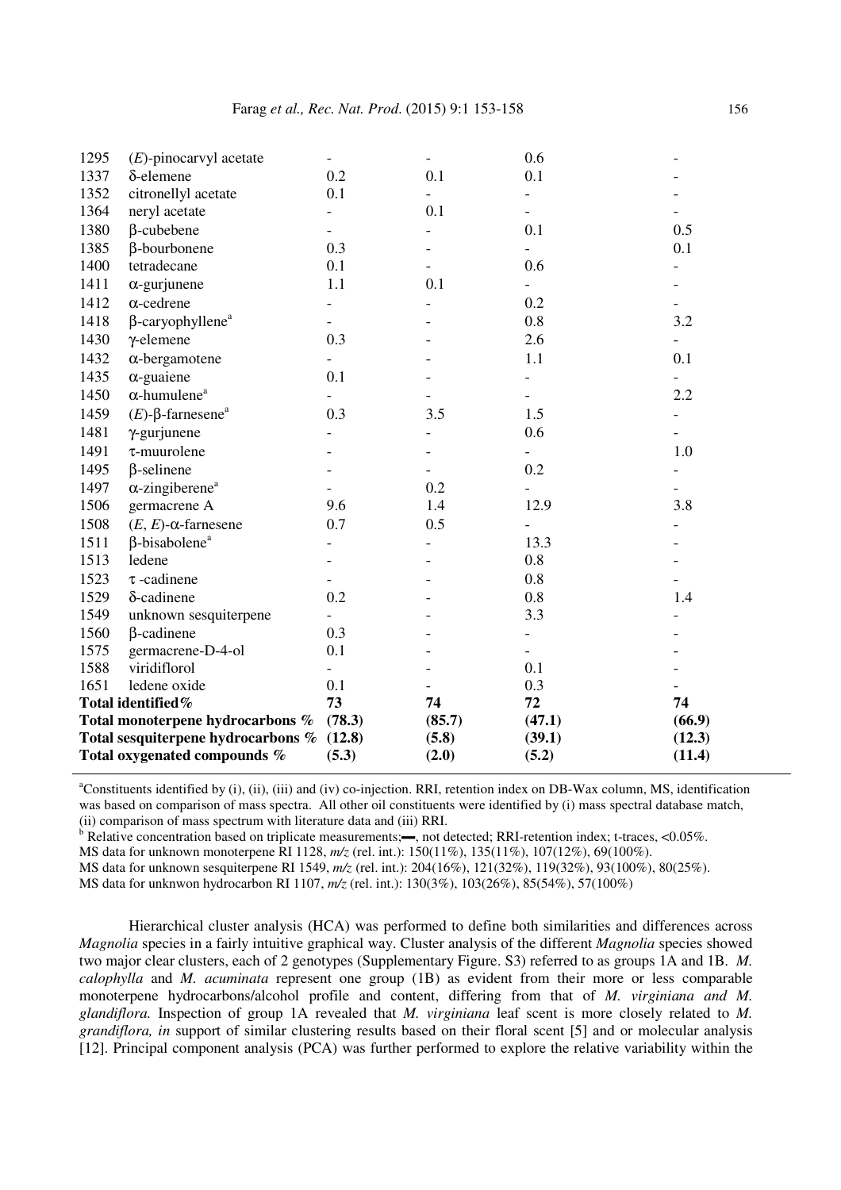| | | | | | |
|---|---|---|---|---|---|
| 1295 | (*E*)-pinocarvyl acetate | - | - | 0.6 | - |
| 1337 | δ-elemene | 0.2 | 0.1 | 0.1 | - |
| 1352 | citronellyl acetate | 0.1 | - | - | - |
| 1364 | neryl acetate | - | 0.1 | - | - |
| 1380 | β-cubebene | - | - | 0.1 | 0.5 |
| 1385 | β-bourbonene | 0.3 | - | - | 0.1 |
| 1400 | tetradecane | 0.1 | - | 0.6 | - |
| 1411 | α-gurjunene | 1.1 | 0.1 | - | - |
| 1412 | α-cedrene | - | - | 0.2 | - |
| 1418 | β-caryophyllene[a] | - | - | 0.8 | 3.2 |
| 1430 | γ-elemene | 0.3 | - | 2.6 | - |
| 1432 | α-bergamotene | - | - | 1.1 | 0.1 |
| 1435 | α-guaiene | 0.1 | - | - | - |
| 1450 | α-humulene[a] | - | - | - | 2.2 |
| 1459 | (*E*)-β-farnesene[a] | 0.3 | 3.5 | 1.5 | - |
| 1481 | γ-gurjunene | - | - | 0.6 | - |
| 1491 | τ-muurolene | - | - | - | 1.0 |
| 1495 | β-selinene | - | - | 0.2 | - |
| 1497 | α-zingiberene[a] | - | 0.2 | - | - |
| 1506 | germacrene A | 9.6 | 1.4 | 12.9 | 3.8 |
| 1508 | (*E*, *E*)-α-farnesene | 0.7 | 0.5 | - | - |
| 1511 | β-bisabolene[a] | - | - | 13.3 | - |
| 1513 | ledene | - | - | 0.8 | - |
| 1523 | τ -cadinene | - | - | 0.8 | - |
| 1529 | δ-cadinene | 0.2 | - | 0.8 | 1.4 |
| 1549 | unknown sesquiterpene | - | - | 3.3 | - |
| 1560 | β-cadinene | 0.3 | - | - | - |
| 1575 | germacrene-D-4-ol | 0.1 | - | - | - |
| 1588 | viridiflorol | - | - | 0.1 | - |
| 1651 | ledene oxide | 0.1 | - | 0.3 | - |
| **Total identified%** | | **73** | **74** | **72** | **74** |
| **Total monoterpene hydrocarbons %** | | **(78.3)** | **(85.7)** | **(47.1)** | **(66.9)** |
| **Total sesquiterpene hydrocarbons %** | | **(12.8)** | **(5.8)** | **(39.1)** | **(12.3)** |
| **Total oxygenated compounds %** | | **(5.3)** | **(2.0)** | **(5.2)** | **(11.4)** |

[a]Constituents identified by (i), (ii), (iii) and (iv) co-injection. RRI, retention index on DB-Wax column, MS, identification was based on comparison of mass spectra. All other oil constituents were identified by (i) mass spectral database match, (ii) comparison of mass spectrum with literature data and (iii) RRI.

[b] Relative concentration based on triplicate measurements;▬, not detected; RRI-retention index; t-traces, <0.05%.

MS data for unknown monoterpene RI 1128, *m/z* (rel. int.): 150(11%), 135(11%), 107(12%), 69(100%).

MS data for unknown sesquiterpene RI 1549, *m/z* (rel. int.): 204(16%), 121(32%), 119(32%), 93(100%), 80(25%).

MS data for unknwon hydrocarbon RI 1107, *m/z* (rel. int.): 130(3%), 103(26%), 85(54%), 57(100%)

Hierarchical cluster analysis (HCA) was performed to define both similarities and differences across *Magnolia* species in a fairly intuitive graphical way. Cluster analysis of the different *Magnolia* species showed two major clear clusters, each of 2 genotypes (Supplementary Figure. S3) referred to as groups 1A and 1B. *M. calophylla* and *M. acuminata* represent one group (1B) as evident from their more or less comparable monoterpene hydrocarbons/alcohol profile and content, differing from that of *M. virginiana and M. glandiflora.* Inspection of group 1A revealed that *M. virginiana* leaf scent is more closely related to *M. grandiflora, in* support of similar clustering results based on their floral scent [5] and or molecular analysis [12]. Principal component analysis (PCA) was further performed to explore the relative variability within the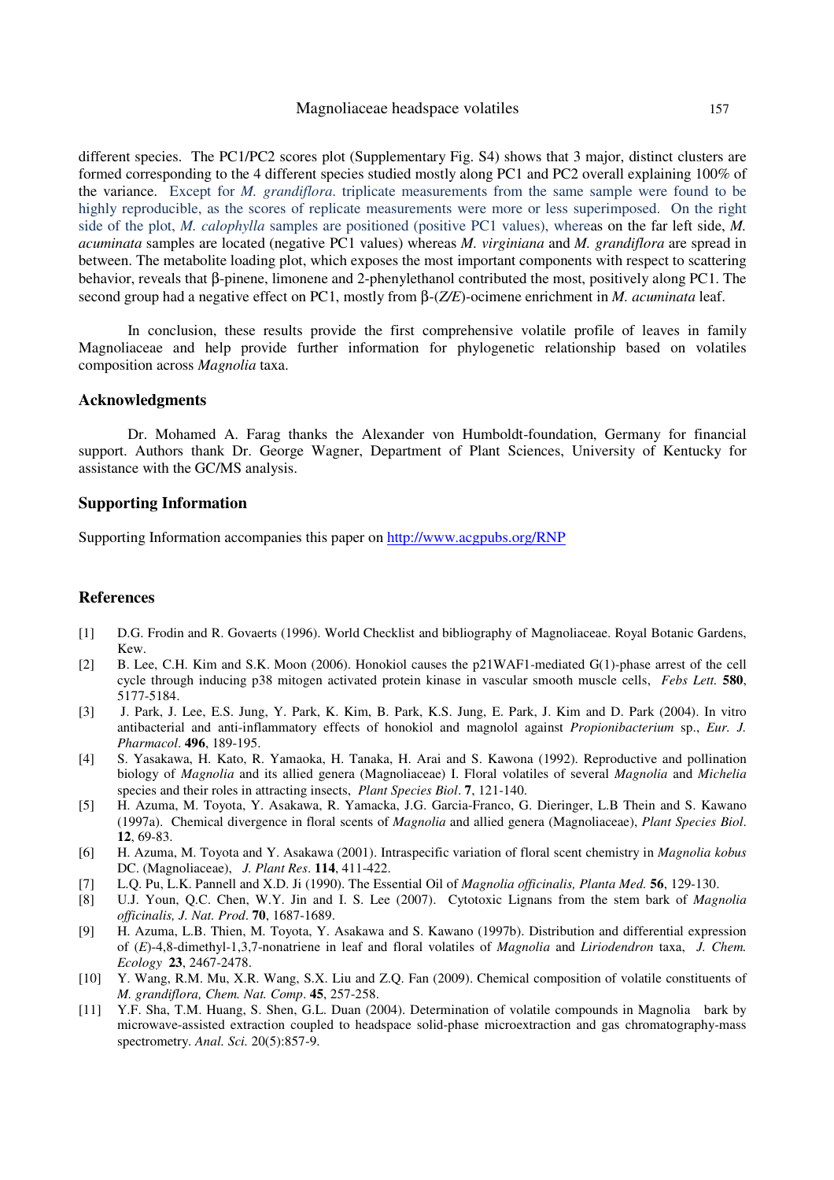different species. The PC1/PC2 scores plot (Supplementary Fig. S4) shows that 3 major, distinct clusters are formed corresponding to the 4 different species studied mostly along PC1 and PC2 overall explaining 100% of the variance. Except for *M. grandiflora*. triplicate measurements from the same sample were found to be highly reproducible, as the scores of replicate measurements were more or less superimposed. On the right side of the plot, *M. calophylla* samples are positioned (positive PC1 values), whereas on the far left side, *M. acuminata* samples are located (negative PC1 values) whereas *M. virginiana* and *M. grandiflora* are spread in between. The metabolite loading plot, which exposes the most important components with respect to scattering behavior, reveals that β-pinene, limonene and 2-phenylethanol contributed the most, positively along PC1. The second group had a negative effect on PC1, mostly from β-(*Z/E*)-ocimene enrichment in *M. acuminata* leaf.

In conclusion, these results provide the first comprehensive volatile profile of leaves in family Magnoliaceae and help provide further information for phylogenetic relationship based on volatiles composition across *Magnolia* taxa.

## Acknowledgments

Dr. Mohamed A. Farag thanks the Alexander von Humboldt-foundation, Germany for financial support. Authors thank Dr. George Wagner, Department of Plant Sciences, University of Kentucky for assistance with the GC/MS analysis.

## Supporting Information

Supporting Information accompanies this paper on http://www.acgpubs.org/RNP

## References

[1] D.G. Frodin and R. Govaerts (1996). World Checklist and bibliography of Magnoliaceae. Royal Botanic Gardens, Kew.

[2] B. Lee, C.H. Kim and S.K. Moon (2006). Honokiol causes the p21WAF1-mediated G(1)-phase arrest of the cell cycle through inducing p38 mitogen activated protein kinase in vascular smooth muscle cells, *Febs Lett.* **580**, 5177-5184.

[3] J. Park, J. Lee, E.S. Jung, Y. Park, K. Kim, B. Park, K.S. Jung, E. Park, J. Kim and D. Park (2004). In vitro antibacterial and anti-inflammatory effects of honokiol and magnolol against *Propionibacterium* sp., *Eur. J. Pharmacol*. **496**, 189-195.

[4] S. Yasakawa, H. Kato, R. Yamaoka, H. Tanaka, H. Arai and S. Kawona (1992). Reproductive and pollination biology of *Magnolia* and its allied genera (Magnoliaceae) I. Floral volatiles of several *Magnolia* and *Michelia* species and their roles in attracting insects, *Plant Species Biol*. **7**, 121-140.

[5] H. Azuma, M. Toyota, Y. Asakawa, R. Yamacka, J.G. Garcia-Franco, G. Dieringer, L.B Thein and S. Kawano (1997a). Chemical divergence in floral scents of *Magnolia* and allied genera (Magnoliaceae), *Plant Species Biol*. **12**, 69-83.

[6] H. Azuma, M. Toyota and Y. Asakawa (2001). Intraspecific variation of floral scent chemistry in *Magnolia kobus* DC. (Magnoliaceae), *J. Plant Res*. **114**, 411-422.

[7] L.Q. Pu, L.K. Pannell and X.D. Ji (1990). The Essential Oil of *Magnolia officinalis, Planta Med.* **56**, 129-130.

[8] U.J. Youn, Q.C. Chen, W.Y. Jin and I. S. Lee (2007). Cytotoxic Lignans from the stem bark of *Magnolia officinalis, J. Nat. Prod*. **70**, 1687-1689.

[9] H. Azuma, L.B. Thien, M. Toyota, Y. Asakawa and S. Kawano (1997b). Distribution and differential expression of (*E*)-4,8-dimethyl-1,3,7-nonatriene in leaf and floral volatiles of *Magnolia* and *Liriodendron* taxa, *J. Chem. Ecology* **23**, 2467-2478.

[10] Y. Wang, R.M. Mu, X.R. Wang, S.X. Liu and Z.Q. Fan (2009). Chemical composition of volatile constituents of *M. grandiflora, Chem. Nat. Comp*. **45**, 257-258.

[11] Y.F. Sha, T.M. Huang, S. Shen, G.L. Duan (2004). Determination of volatile compounds in Magnolia bark by microwave-assisted extraction coupled to headspace solid-phase microextraction and gas chromatography-mass spectrometry. *Anal. Sci.* 20(5):857-9.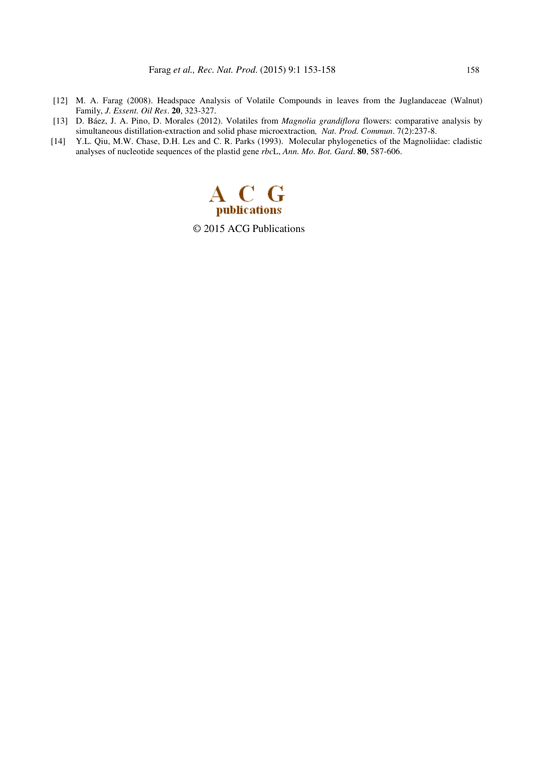[12] M. A. Farag (2008). Headspace Analysis of Volatile Compounds in leaves from the Juglandaceae (Walnut) Family, *J. Essent. Oil Res*. **20**, 323-327.

[13] D. Báez, J. A. Pino, D. Morales (2012). Volatiles from *Magnolia grandiflora* flowers: comparative analysis by simultaneous distillation-extraction and solid phase microextraction, *Nat. Prod. Commun*. 7(2):237-8.

[14] Y.L. Qiu, M.W. Chase, D.H. Les and C. R. Parks (1993). Molecular phylogenetics of the Magnoliidae: cladistic analyses of nucleotide sequences of the plastid gene *rbc*L, *Ann. Mo. Bot. Gard*. **80**, 587-606.

A C G
publications

© 2015 ACG Publications